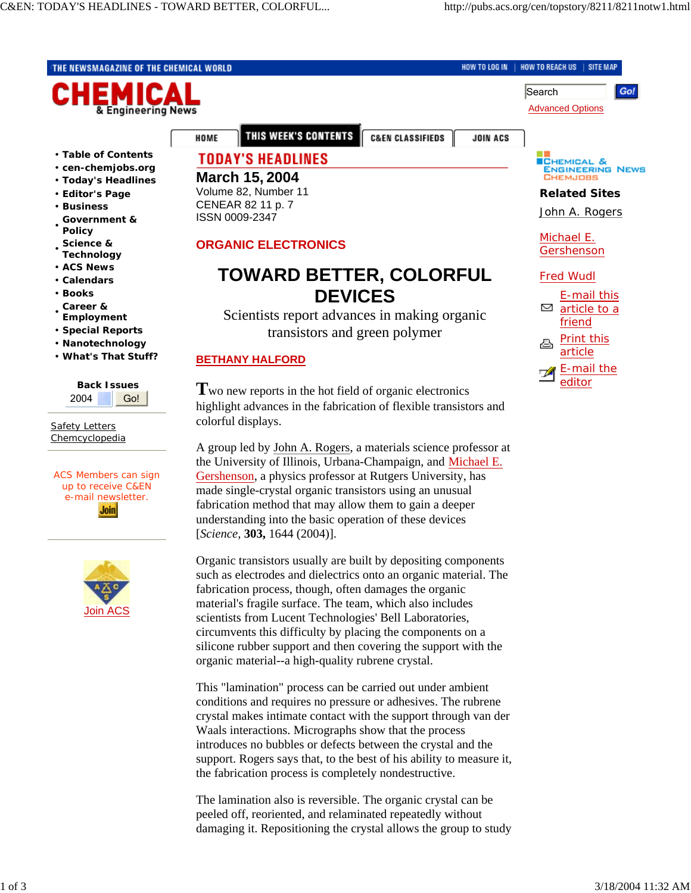# TODAY'S HEADLINES

**March 15, 2004**
Volume 82, Number 11
CENEAR 82 11 p. 7
ISSN 0009-2347

## ORGANIC ELECTRONICS

# TOWARD BETTER, COLORFUL DEVICES

Scientists report advances in making organic transistors and green polymer

**BETHANY HALFORD**

Two new reports in the hot field of organic electronics highlight advances in the fabrication of flexible transistors and colorful displays.

A group led by John A. Rogers, a materials science professor at the University of Illinois, Urbana-Champaign, and Michael E. Gershenson, a physics professor at Rutgers University, has made single-crystal organic transistors using an unusual fabrication method that may allow them to gain a deeper understanding into the basic operation of these devices [*Science*, **303,** 1644 (2004)].

Organic transistors usually are built by depositing components such as electrodes and dielectrics onto an organic material. The fabrication process, though, often damages the organic material's fragile surface. The team, which also includes scientists from Lucent Technologies' Bell Laboratories, circumvents this difficulty by placing the components on a silicone rubber support and then covering the support with the organic material--a high-quality rubrene crystal.

This "lamination" process can be carried out under ambient conditions and requires no pressure or adhesives. The rubrene crystal makes intimate contact with the support through van der Waals interactions. Micrographs show that the process introduces no bubbles or defects between the crystal and the support. Rogers says that, to the best of his ability to measure it, the fabrication process is completely nondestructive.

The lamination also is reversible. The organic crystal can be peeled off, reoriented, and relaminated repeatedly without damaging it. Repositioning the crystal allows the group to study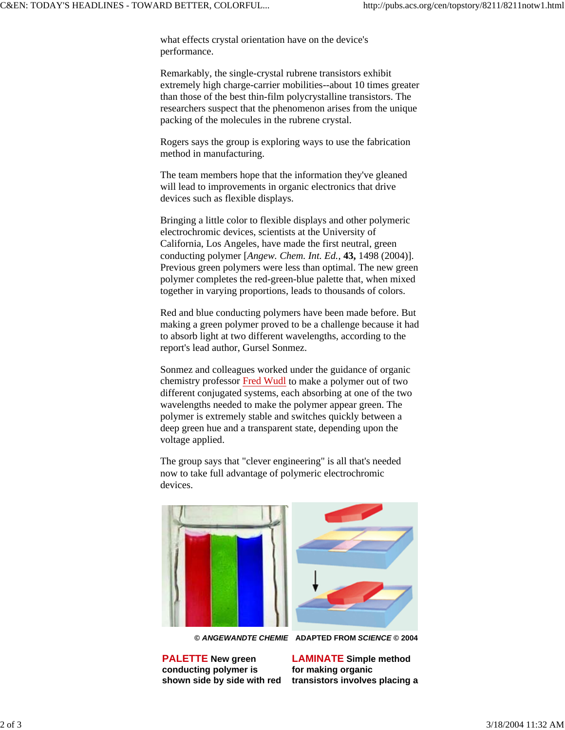what effects crystal orientation have on the device's performance.

Remarkably, the single-crystal rubrene transistors exhibit extremely high charge-carrier mobilities--about 10 times greater than those of the best thin-film polycrystalline transistors. The researchers suspect that the phenomenon arises from the unique packing of the molecules in the rubrene crystal.

Rogers says the group is exploring ways to use the fabrication method in manufacturing.

The team members hope that the information they've gleaned will lead to improvements in organic electronics that drive devices such as flexible displays.

Bringing a little color to flexible displays and other polymeric electrochromic devices, scientists at the University of California, Los Angeles, have made the first neutral, green conducting polymer [*Angew. Chem. Int. Ed.*, **43,** 1498 (2004)]. Previous green polymers were less than optimal. The new green polymer completes the red-green-blue palette that, when mixed together in varying proportions, leads to thousands of colors.

Red and blue conducting polymers have been made before. But making a green polymer proved to be a challenge because it had to absorb light at two different wavelengths, according to the report's lead author, Gursel Sonmez.

Sonmez and colleagues worked under the guidance of organic chemistry professor Fred Wudl to make a polymer out of two different conjugated systems, each absorbing at one of the two wavelengths needed to make the polymer appear green. The polymer is extremely stable and switches quickly between a deep green hue and a transparent state, depending upon the voltage applied.

The group says that "clever engineering" is all that's needed now to take full advantage of polymeric electrochromic devices.

© *ANGEWANDTE CHEMIE*

**PALETTE New green conducting polymer is shown side by side with red**

ADAPTED FROM *SCIENCE* © 2004

**LAMINATE Simple method for making organic transistors involves placing a**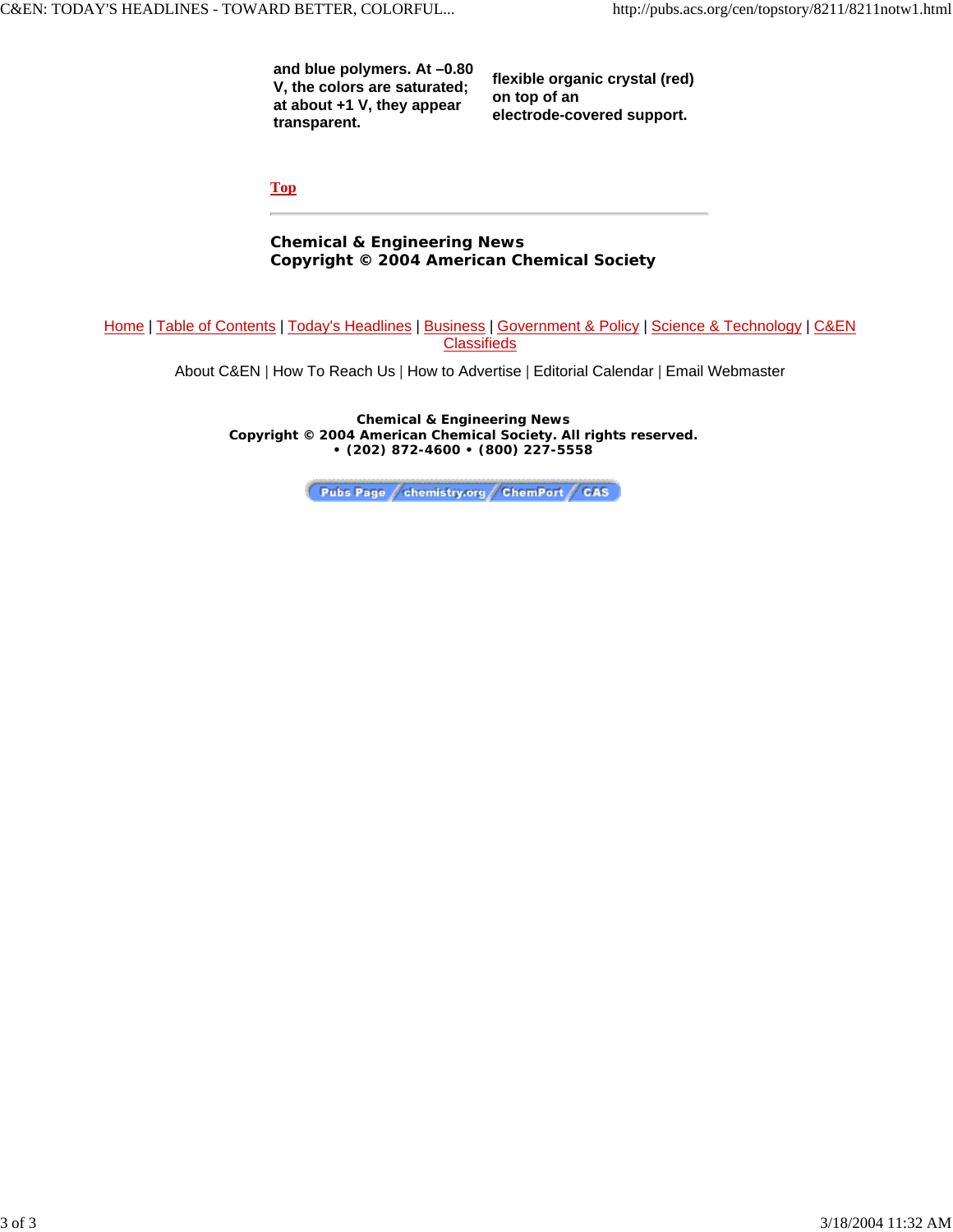and blue polymers. At –0.80 V, the colors are saturated; at about +1 V, they appear transparent.

flexible organic crystal (red) on top of an electrode-covered support.

Top

---

**Chemical & Engineering News**
**Copyright © 2004 American Chemical Society**

Home | Table of Contents | Today's Headlines | Business | Government & Policy | Science & Technology | C&EN Classifieds

About C&EN | How To Reach Us | How to Advertise | Editorial Calendar | Email Webmaster

**Chemical & Engineering News**
**Copyright © 2004 American Chemical Society. All rights reserved.**
**• (202) 872-4600 • (800) 227-5558**

Pubs Page | chemistry.org | ChemPort | CAS